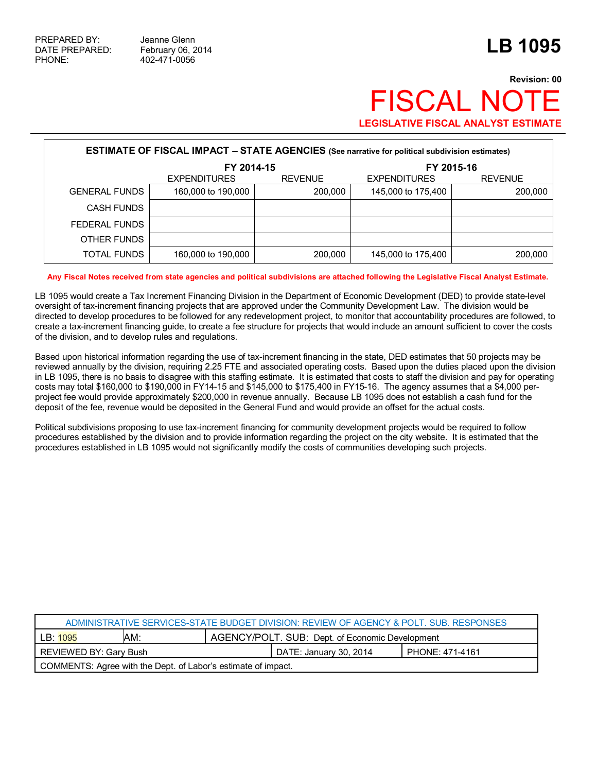PREPARED BY: Jeanne Glenn
DATE PREPARED: February 06, 2014
PHONE: 402-471-0056

# LB 1095

**Revision: 00**

# FISCAL NOTE

**LEGISLATIVE FISCAL ANALYST ESTIMATE**

| ESTIMATE OF FISCAL IMPACT – STATE AGENCIES (See narrative for political subdivision estimates) | | | | |
|---|---|---|---|---|
| | FY 2014-15 | | FY 2015-16 | |
| | EXPENDITURES | REVENUE | EXPENDITURES | REVENUE |
| GENERAL FUNDS | 160,000 to 190,000 | 200,000 | 145,000 to 175,400 | 200,000 |
| CASH FUNDS | | | | |
| FEDERAL FUNDS | | | | |
| OTHER FUNDS | | | | |
| TOTAL FUNDS | 160,000 to 190,000 | 200,000 | 145,000 to 175,400 | 200,000 |

**Any Fiscal Notes received from state agencies and political subdivisions are attached following the Legislative Fiscal Analyst Estimate.**

LB 1095 would create a Tax Increment Financing Division in the Department of Economic Development (DED) to provide state-level oversight of tax-increment financing projects that are approved under the Community Development Law. The division would be directed to develop procedures to be followed for any redevelopment project, to monitor that accountability procedures are followed, to create a tax-increment financing guide, to create a fee structure for projects that would include an amount sufficient to cover the costs of the division, and to develop rules and regulations.

Based upon historical information regarding the use of tax-increment financing in the state, DED estimates that 50 projects may be reviewed annually by the division, requiring 2.25 FTE and associated operating costs. Based upon the duties placed upon the division in LB 1095, there is no basis to disagree with this staffing estimate. It is estimated that costs to staff the division and pay for operating costs may total $160,000 to $190,000 in FY14-15 and $145,000 to $175,400 in FY15-16. The agency assumes that a $4,000 per-project fee would provide approximately $200,000 in revenue annually. Because LB 1095 does not establish a cash fund for the deposit of the fee, revenue would be deposited in the General Fund and would provide an offset for the actual costs.

Political subdivisions proposing to use tax-increment financing for community development projects would be required to follow procedures established by the division and to provide information regarding the project on the city website. It is estimated that the procedures established in LB 1095 would not significantly modify the costs of communities developing such projects.

| ADMINISTRATIVE SERVICES-STATE BUDGET DIVISION: REVIEW OF AGENCY & POLT. SUB. RESPONSES | | | |
|---|---|---|---|
| LB: 1095 | AM: | AGENCY/POLT. SUB: Dept. of Economic Development | |
| REVIEWED BY: Gary Bush | | DATE: January 30, 2014 | PHONE: 471-4161 |
| COMMENTS: Agree with the Dept. of Labor's estimate of impact. | | | |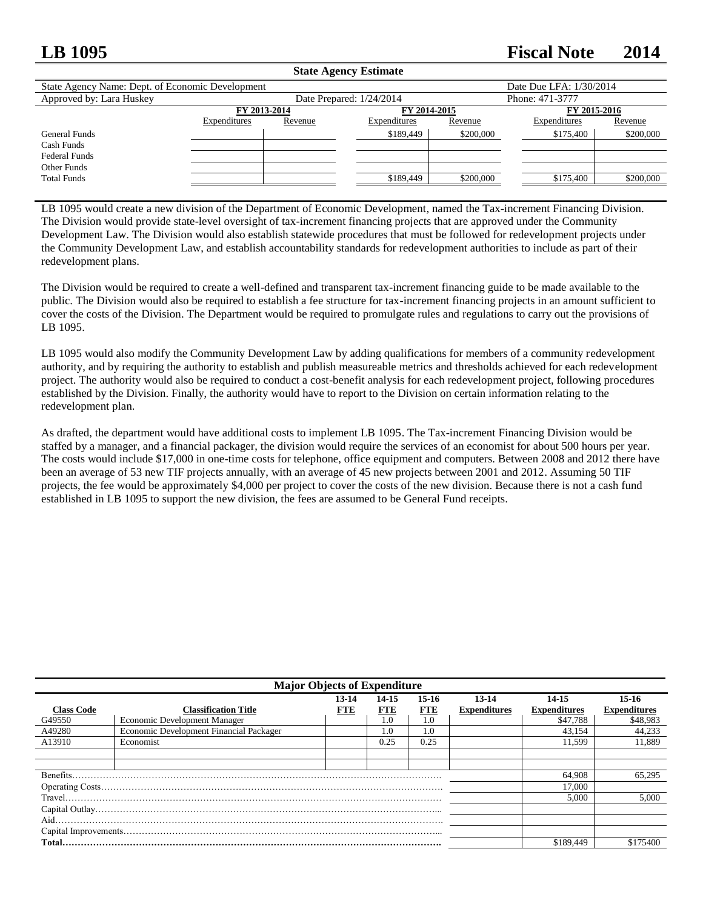# LB 1095 Fiscal Note 2014

**State Agency Estimate**

| | | | | | | |
|---|---|---|---|---|---|---|
| State Agency Name: Dept. of Economic Development | | | | | Date Due LFA: 1/30/2014 | |
| Approved by: Lara Huskey | | Date Prepared: 1/24/2014 | | | Phone: 471-3777 | |
| | FY 2013-2014 | | FY 2014-2015 | | FY 2015-2016 | |
| | Expenditures | Revenue | Expenditures | Revenue | Expenditures | Revenue |
| General Funds | | | $189,449 | $200,000 | $175,400 | $200,000 |
| Cash Funds | | | | | | |
| Federal Funds | | | | | | |
| Other Funds | | | | | | |
| Total Funds | | | $189,449 | $200,000 | $175,400 | $200,000 |

LB 1095 would create a new division of the Department of Economic Development, named the Tax-increment Financing Division. The Division would provide state-level oversight of tax-increment financing projects that are approved under the Community Development Law. The Division would also establish statewide procedures that must be followed for redevelopment projects under the Community Development Law, and establish accountability standards for redevelopment authorities to include as part of their redevelopment plans.

The Division would be required to create a well-defined and transparent tax-increment financing guide to be made available to the public. The Division would also be required to establish a fee structure for tax-increment financing projects in an amount sufficient to cover the costs of the Division. The Department would be required to promulgate rules and regulations to carry out the provisions of LB 1095.

LB 1095 would also modify the Community Development Law by adding qualifications for members of a community redevelopment authority, and by requiring the authority to establish and publish measureable metrics and thresholds achieved for each redevelopment project. The authority would also be required to conduct a cost-benefit analysis for each redevelopment project, following procedures established by the Division. Finally, the authority would have to report to the Division on certain information relating to the redevelopment plan.

As drafted, the department would have additional costs to implement LB 1095. The Tax-increment Financing Division would be staffed by a manager, and a financial packager, the division would require the services of an economist for about 500 hours per year. The costs would include $17,000 in one-time costs for telephone, office equipment and computers. Between 2008 and 2012 there have been an average of 53 new TIF projects annually, with an average of 45 new projects between 2001 and 2012. Assuming 50 TIF projects, the fee would be approximately $4,000 per project to cover the costs of the new division. Because there is not a cash fund established in LB 1095 to support the new division, the fees are assumed to be General Fund receipts.

**Major Objects of Expenditure**

| Class Code | Classification Title | 13-14 FTE | 14-15 FTE | 15-16 FTE | 13-14 Expenditures | 14-15 Expenditures | 15-16 Expenditures |
|---|---|---|---|---|---|---|---|
| G49550 | Economic Development Manager | | 1.0 | 1.0 | | $47,788 | $48,983 |
| A49280 | Economic Development Financial Packager | | 1.0 | 1.0 | | 43,154 | 44,233 |
| A13910 | Economist | | 0.25 | 0.25 | | 11,599 | 11,889 |
| Benefits | | | | | | 64,908 | 65,295 |
| Operating Costs | | | | | | 17,000 | |
| Travel | | | | | | 5,000 | 5,000 |
| Capital Outlay | | | | | | | |
| Aid | | | | | | | |
| Capital Improvements | | | | | | | |
| **Total** | | | | | | $189,449 | $175400 |